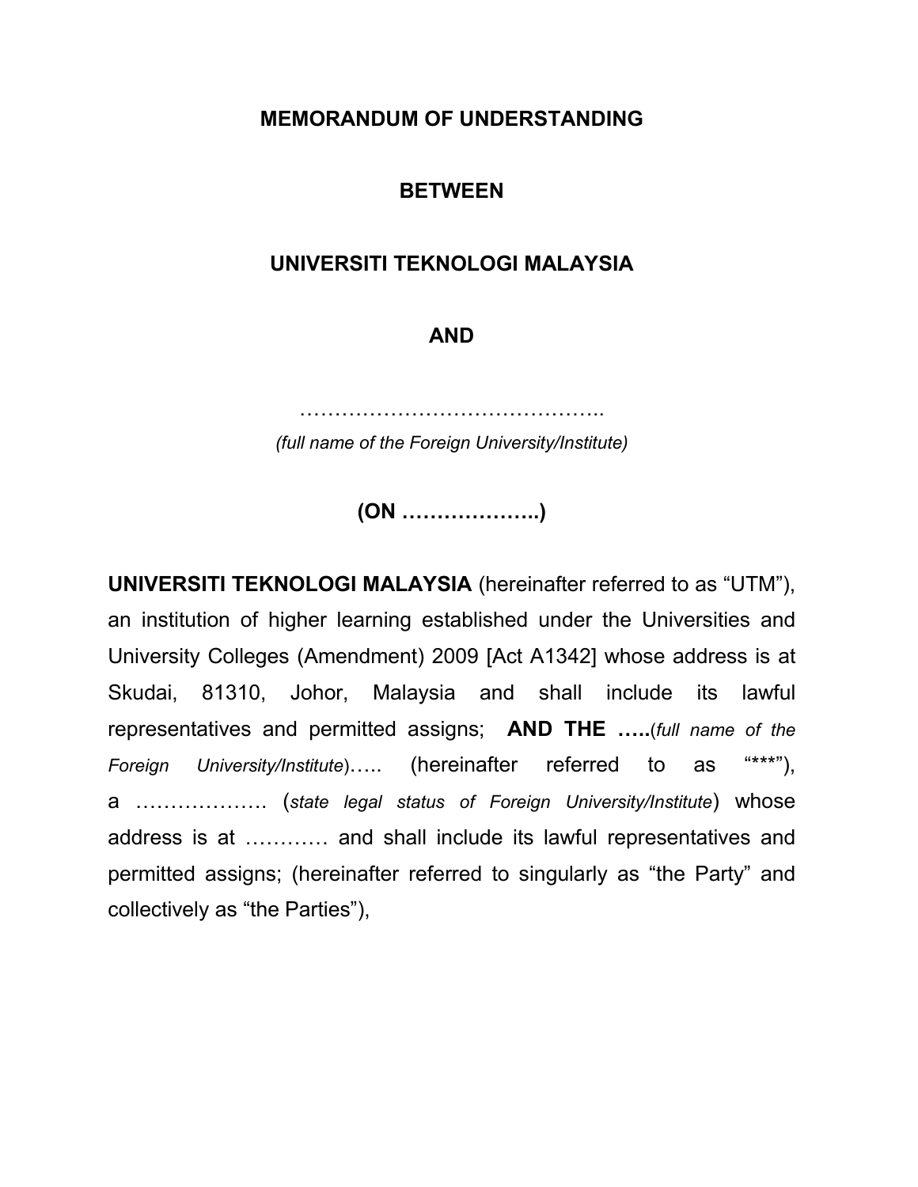**MEMORANDUM OF UNDERSTANDING**

**BETWEEN**

**UNIVERSITI TEKNOLOGI MALAYSIA**

**AND**

……………………………………..

*(full name of the Foreign University/Institute)*

**(ON ………………..)**

**UNIVERSITI TEKNOLOGI MALAYSIA** (hereinafter referred to as "UTM"), an institution of higher learning established under the Universities and University Colleges (Amendment) 2009 [Act A1342] whose address is at Skudai, 81310, Johor, Malaysia and shall include its lawful representatives and permitted assigns; **AND THE …..**(*full name of the Foreign University/Institute*)….. (hereinafter referred to as "***"), a ………………. (*state legal status of Foreign University/Institute*) whose address is at ………… and shall include its lawful representatives and permitted assigns; (hereinafter referred to singularly as "the Party" and collectively as "the Parties"),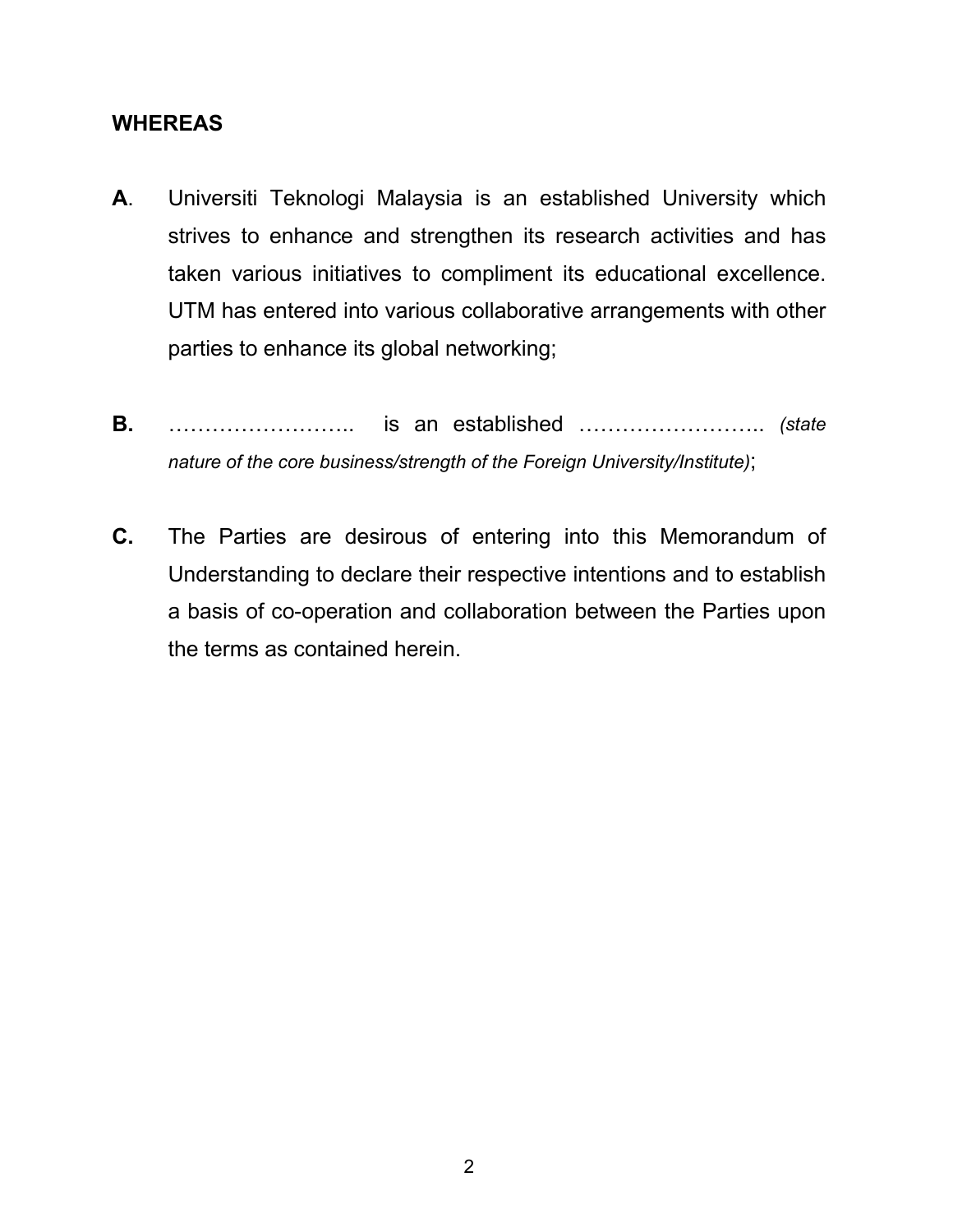**WHEREAS**

**A**. Universiti Teknologi Malaysia is an established University which strives to enhance and strengthen its research activities and has taken various initiatives to compliment its educational excellence. UTM has entered into various collaborative arrangements with other parties to enhance its global networking;

**B.** …………………….. is an established …………………….. *(state nature of the core business/strength of the Foreign University/Institute)*;

**C.** The Parties are desirous of entering into this Memorandum of Understanding to declare their respective intentions and to establish a basis of co-operation and collaboration between the Parties upon the terms as contained herein.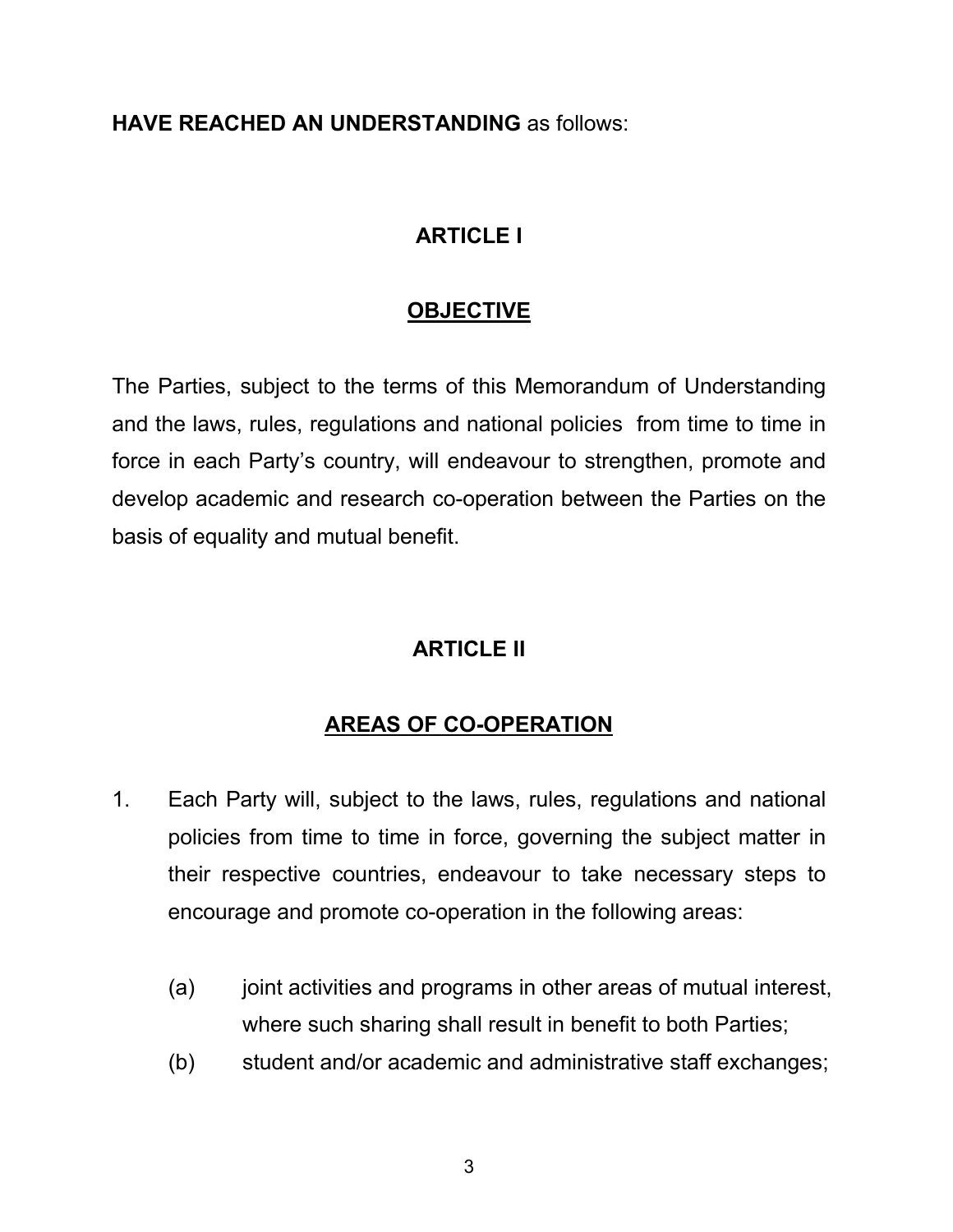**HAVE REACHED AN UNDERSTANDING** as follows:

## ARTICLE I

## OBJECTIVE

The Parties, subject to the terms of this Memorandum of Understanding and the laws, rules, regulations and national policies from time to time in force in each Party's country, will endeavour to strengthen, promote and develop academic and research co-operation between the Parties on the basis of equality and mutual benefit.

## ARTICLE II

## AREAS OF CO-OPERATION

1. Each Party will, subject to the laws, rules, regulations and national policies from time to time in force, governing the subject matter in their respective countries, endeavour to take necessary steps to encourage and promote co-operation in the following areas:

   (a) joint activities and programs in other areas of mutual interest, where such sharing shall result in benefit to both Parties;

   (b) student and/or academic and administrative staff exchanges;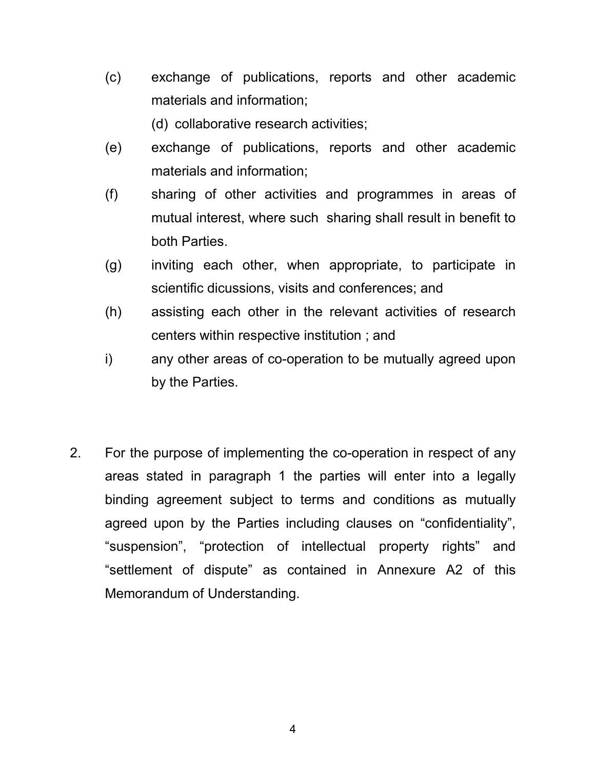(c) exchange of publications, reports and other academic materials and information;

(d) collaborative research activities;

(e) exchange of publications, reports and other academic materials and information;

(f) sharing of other activities and programmes in areas of mutual interest, where such sharing shall result in benefit to both Parties.

(g) inviting each other, when appropriate, to participate in scientific dicussions, visits and conferences; and

(h) assisting each other in the relevant activities of research centers within respective institution ; and

i) any other areas of co-operation to be mutually agreed upon by the Parties.

2. For the purpose of implementing the co-operation in respect of any areas stated in paragraph 1 the parties will enter into a legally binding agreement subject to terms and conditions as mutually agreed upon by the Parties including clauses on “confidentiality”, “suspension”, “protection of intellectual property rights” and “settlement of dispute” as contained in Annexure A2 of this Memorandum of Understanding.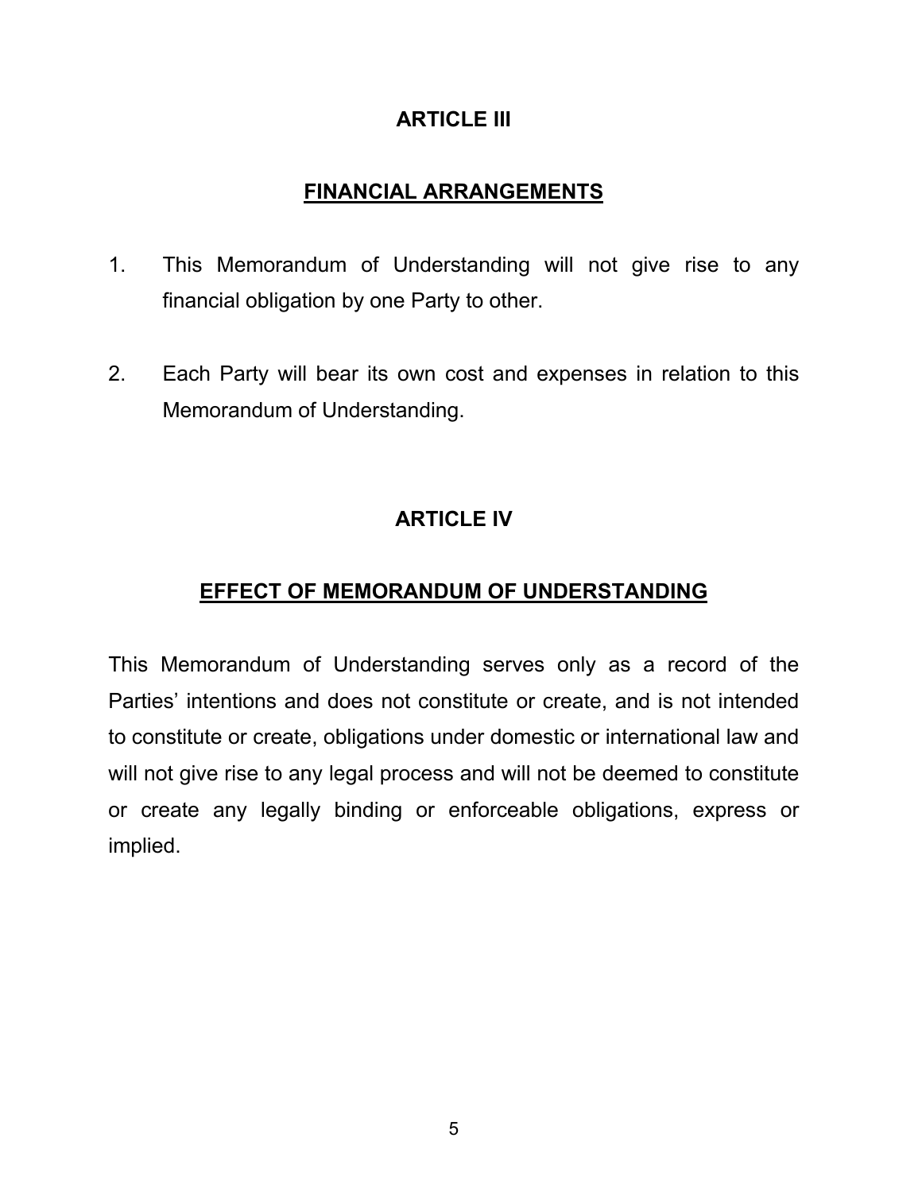## ARTICLE III

## FINANCIAL ARRANGEMENTS

1. This Memorandum of Understanding will not give rise to any financial obligation by one Party to other.

2. Each Party will bear its own cost and expenses in relation to this Memorandum of Understanding.

## ARTICLE IV

## EFFECT OF MEMORANDUM OF UNDERSTANDING

This Memorandum of Understanding serves only as a record of the Parties' intentions and does not constitute or create, and is not intended to constitute or create, obligations under domestic or international law and will not give rise to any legal process and will not be deemed to constitute or create any legally binding or enforceable obligations, express or implied.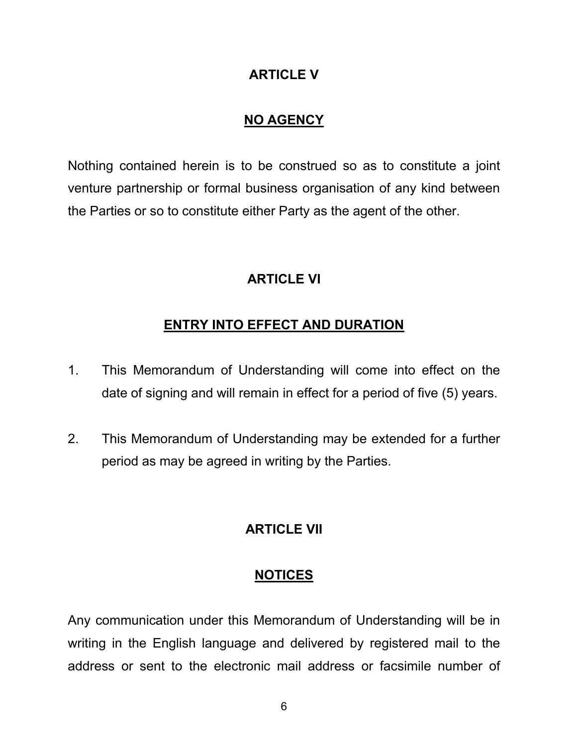## ARTICLE V

## NO AGENCY

Nothing contained herein is to be construed so as to constitute a joint venture partnership or formal business organisation of any kind between the Parties or so to constitute either Party as the agent of the other.

## ARTICLE VI

## ENTRY INTO EFFECT AND DURATION

1. This Memorandum of Understanding will come into effect on the date of signing and will remain in effect for a period of five (5) years.

2. This Memorandum of Understanding may be extended for a further period as may be agreed in writing by the Parties.

## ARTICLE VII

## NOTICES

Any communication under this Memorandum of Understanding will be in writing in the English language and delivered by registered mail to the address or sent to the electronic mail address or facsimile number of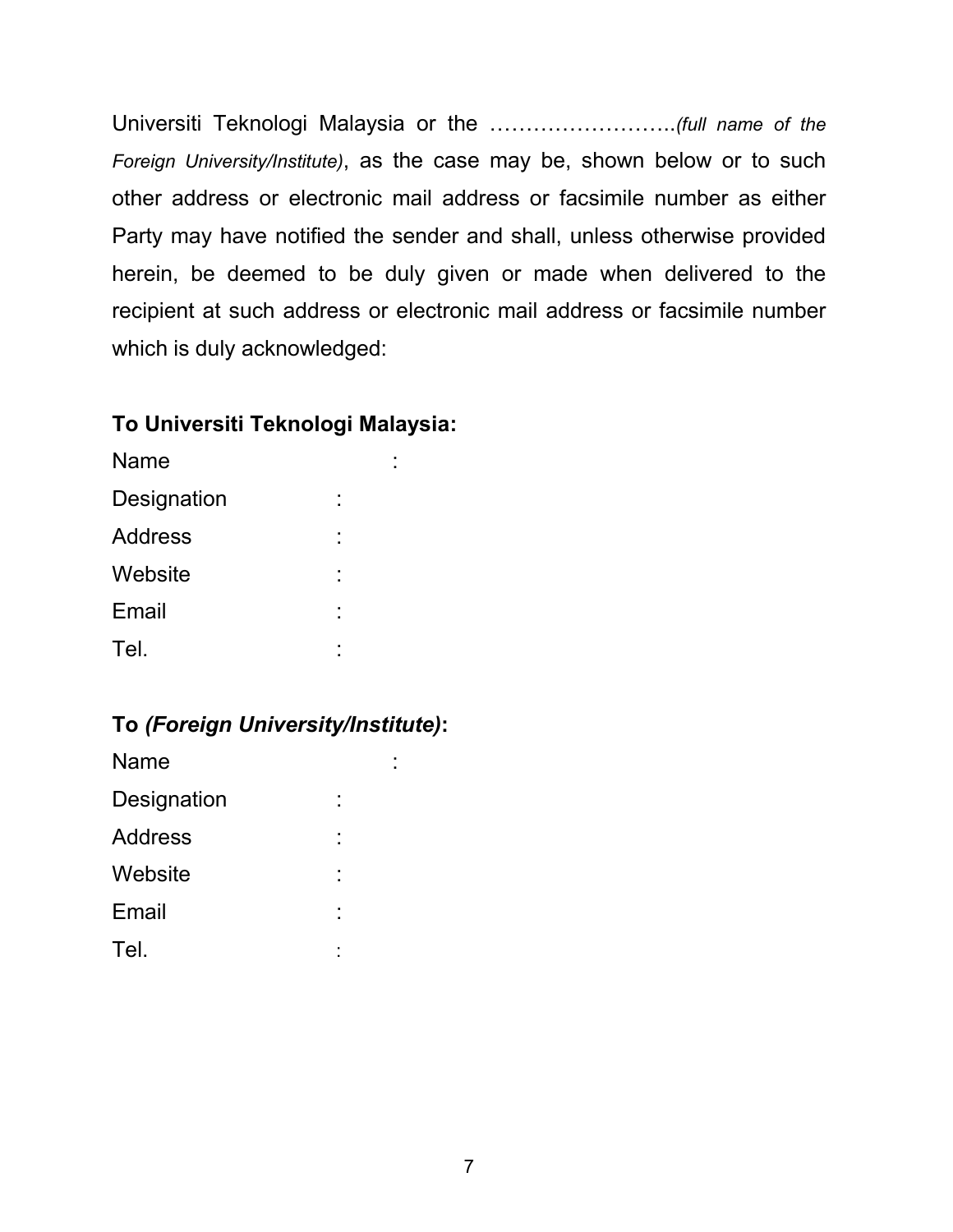Universiti Teknologi Malaysia or the ……………………..*(full name of the Foreign University/Institute)*, as the case may be, shown below or to such other address or electronic mail address or facsimile number as either Party may have notified the sender and shall, unless otherwise provided herein, be deemed to be duly given or made when delivered to the recipient at such address or electronic mail address or facsimile number which is duly acknowledged:

**To Universiti Teknologi Malaysia:**

Name :

Designation :

Address :

Website :

Email :

Tel. :

**To *(Foreign University/Institute)*:**

Name :

Designation :

Address :

Website :

Email :

Tel. :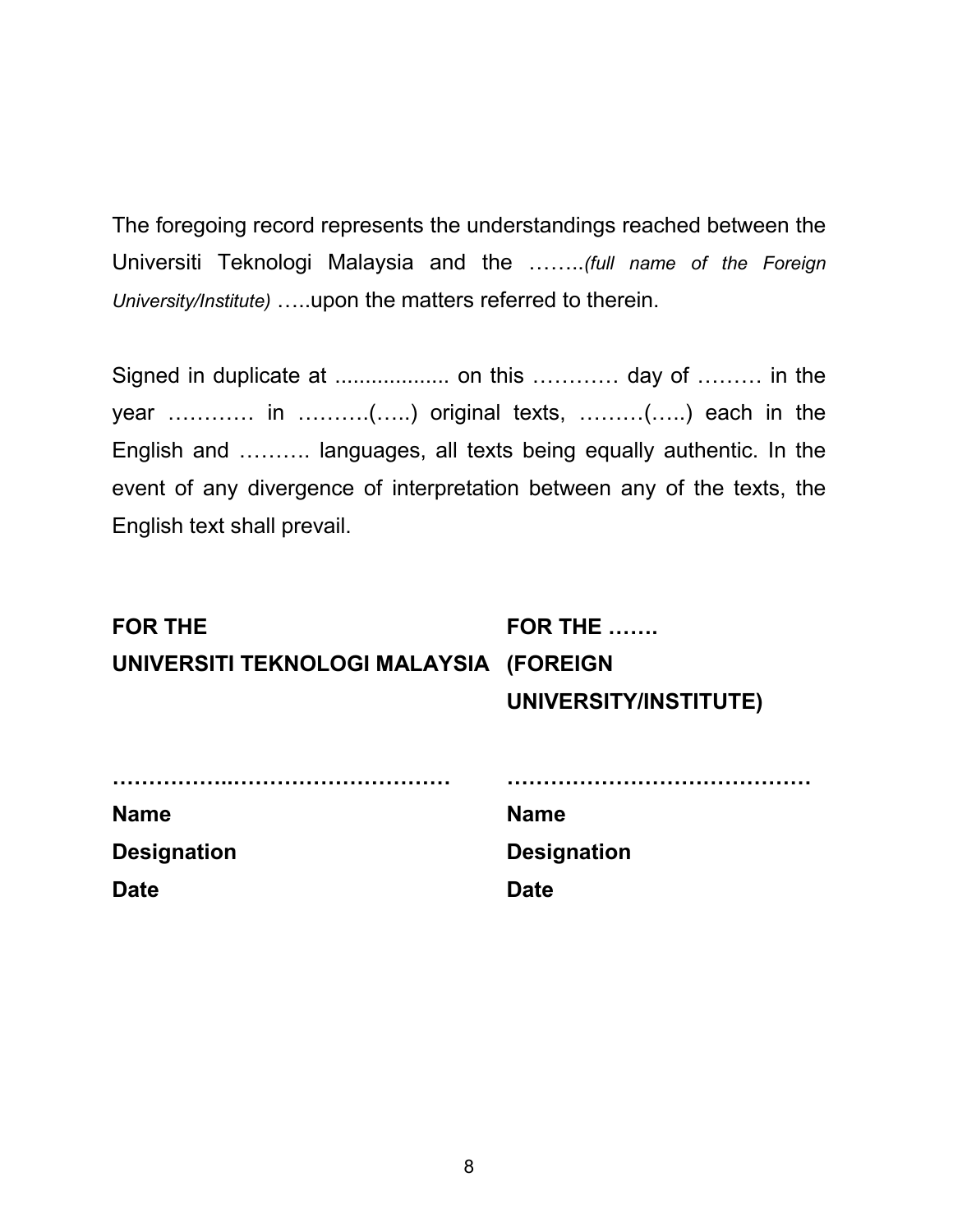The foregoing record represents the understandings reached between the Universiti Teknologi Malaysia and the ……..*(full name of the Foreign University/Institute)* …..upon the matters referred to therein.

Signed in duplicate at .................. on this ………… day of ……… in the year ………… in ……….(…..) original texts, ………(…..) each in the English and ………. languages, all texts being equally authentic. In the event of any divergence of interpretation between any of the texts, the English text shall prevail.

| | |
|---|---|
| **FOR THE UNIVERSITI TEKNOLOGI MALAYSIA** | **FOR THE ……. (FOREIGN UNIVERSITY/INSTITUTE)** |
| ……………..…………………………… | …………………………………… |
| **Name** | **Name** |
| **Designation** | **Designation** |
| **Date** | **Date** |